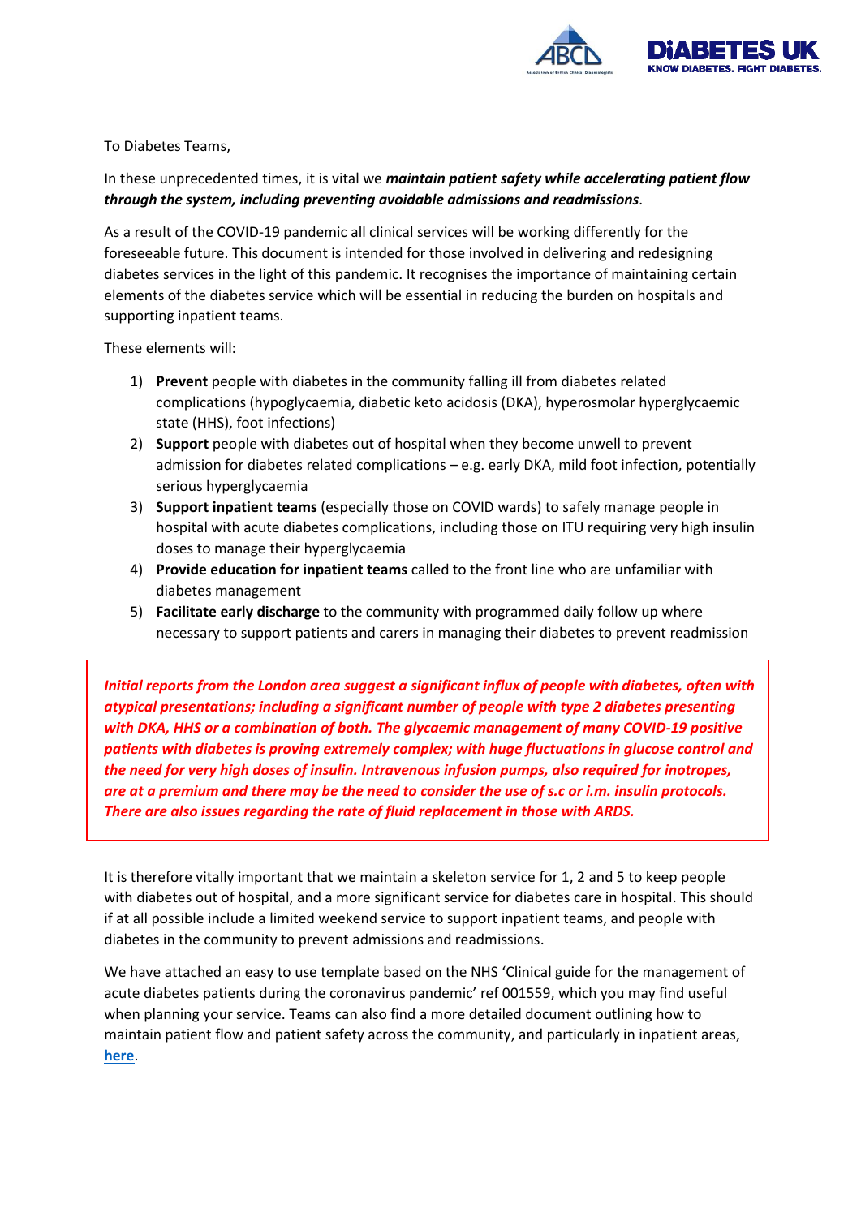To Diabetes Teams,

In these unprecedented times, it is vital we ***maintain patient safety while accelerating patient flow through the system, including preventing avoidable admissions and readmissions****.*

As a result of the COVID-19 pandemic all clinical services will be working differently for the foreseeable future. This document is intended for those involved in delivering and redesigning diabetes services in the light of this pandemic. It recognises the importance of maintaining certain elements of the diabetes service which will be essential in reducing the burden on hospitals and supporting inpatient teams.

These elements will:

1) **Prevent** people with diabetes in the community falling ill from diabetes related complications (hypoglycaemia, diabetic keto acidosis (DKA), hyperosmolar hyperglycaemic state (HHS), foot infections)
2) **Support** people with diabetes out of hospital when they become unwell to prevent admission for diabetes related complications – e.g. early DKA, mild foot infection, potentially serious hyperglycaemia
3) **Support inpatient teams** (especially those on COVID wards) to safely manage people in hospital with acute diabetes complications, including those on ITU requiring very high insulin doses to manage their hyperglycaemia
4) **Provide education for inpatient teams** called to the front line who are unfamiliar with diabetes management
5) **Facilitate early discharge** to the community with programmed daily follow up where necessary to support patients and carers in managing their diabetes to prevent readmission

***Initial reports from the London area suggest a significant influx of people with diabetes, often with atypical presentations; including a significant number of people with type 2 diabetes presenting with DKA, HHS or a combination of both. The glycaemic management of many COVID-19 positive patients with diabetes is proving extremely complex; with huge fluctuations in glucose control and the need for very high doses of insulin. Intravenous infusion pumps, also required for inotropes, are at a premium and there may be the need to consider the use of s.c or i.m. insulin protocols. There are also issues regarding the rate of fluid replacement in those with ARDS.***

It is therefore vitally important that we maintain a skeleton service for 1, 2 and 5 to keep people with diabetes out of hospital, and a more significant service for diabetes care in hospital. This should if at all possible include a limited weekend service to support inpatient teams, and people with diabetes in the community to prevent admissions and readmissions.

We have attached an easy to use template based on the NHS 'Clinical guide for the management of acute diabetes patients during the coronavirus pandemic' ref 001559, which you may find useful when planning your service. Teams can also find a more detailed document outlining how to maintain patient flow and patient safety across the community, and particularly in inpatient areas, **here**.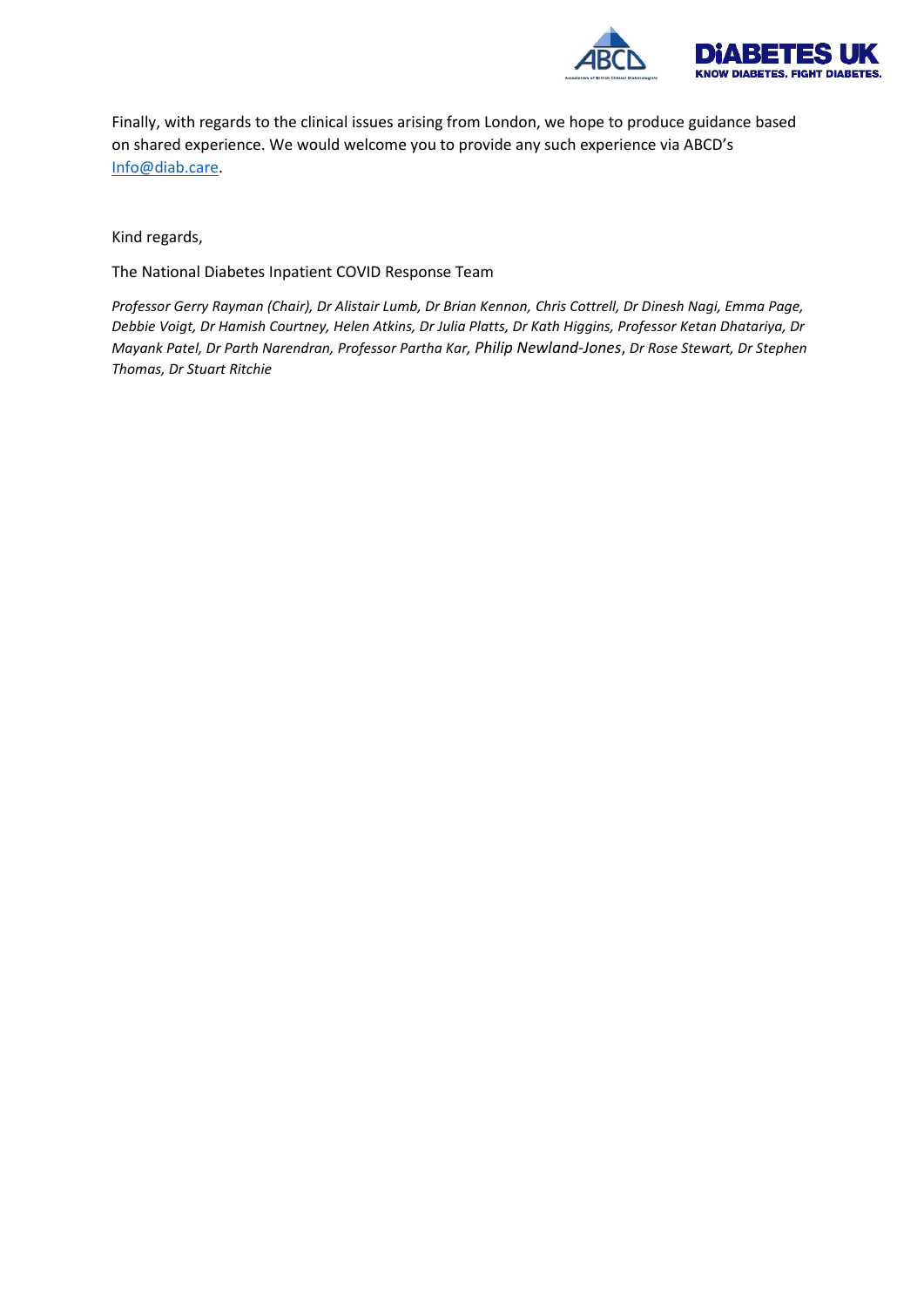Finally, with regards to the clinical issues arising from London, we hope to produce guidance based on shared experience. We would welcome you to provide any such experience via ABCD's [Info@diab.care](mailto:Info@diab.care).

Kind regards,

The National Diabetes Inpatient COVID Response Team

*Professor Gerry Rayman (Chair), Dr Alistair Lumb, Dr Brian Kennon, Chris Cottrell, Dr Dinesh Nagi, Emma Page, Debbie Voigt, Dr Hamish Courtney, Helen Atkins, Dr Julia Platts, Dr Kath Higgins, Professor Ketan Dhatariya, Dr Mayank Patel, Dr Parth Narendran, Professor Partha Kar, Philip Newland-Jones, Dr Rose Stewart, Dr Stephen Thomas, Dr Stuart Ritchie*